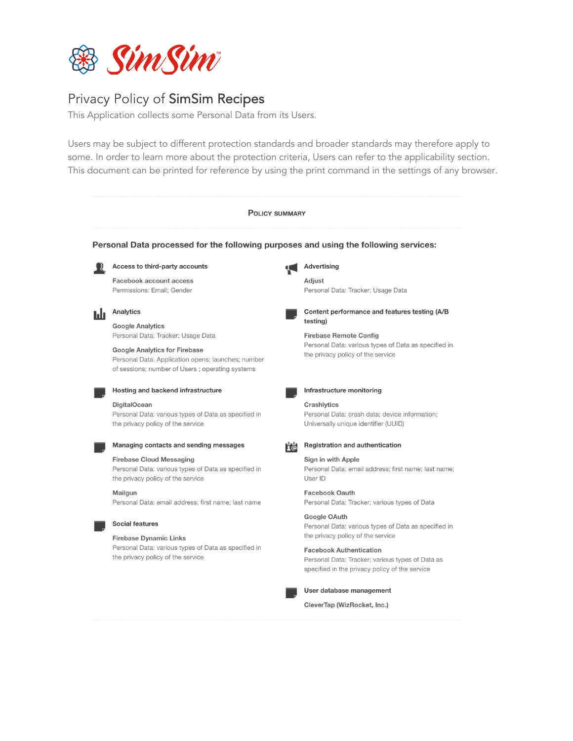# Privacy Policy of SimSim Recipes

This Application collects some Personal Data from its Users.

Users may be subject to different protection standards and broader standards may therefore apply to some. In order to learn more about the protection criteria, Users can refer to the applicability section.
This document can be printed for reference by using the print command in the settings of any browser.

## Policy summary

### Personal Data processed for the following purposes and using the following services:

**Access to third-party accounts**

**Facebook account access**
Permissions: Email; Gender

**Analytics**

**Google Analytics**
Personal Data: Tracker; Usage Data

**Google Analytics for Firebase**
Personal Data: Application opens; launches; number of sessions; number of Users ; operating systems

**Hosting and backend infrastructure**

**DigitalOcean**
Personal Data: various types of Data as specified in the privacy policy of the service

**Managing contacts and sending messages**

**Firebase Cloud Messaging**
Personal Data: various types of Data as specified in the privacy policy of the service

**Mailgun**
Personal Data: email address; first name; last name

**Social features**

**Firebase Dynamic Links**
Personal Data: various types of Data as specified in the privacy policy of the service

**Advertising**

**Adjust**
Personal Data: Tracker; Usage Data

**Content performance and features testing (A/B testing)**

**Firebase Remote Config**
Personal Data: various types of Data as specified in the privacy policy of the service

**Infrastructure monitoring**

**Crashlytics**
Personal Data: crash data; device information; Universally unique identifier (UUID)

**Registration and authentication**

**Sign in with Apple**
Personal Data: email address; first name; last name; User ID

**Facebook Oauth**
Personal Data: Tracker; various types of Data

**Google OAuth**
Personal Data: various types of Data as specified in the privacy policy of the service

**Facebook Authentication**
Personal Data: Tracker; various types of Data as specified in the privacy policy of the service

**User database management**

**CleverTap (WizRocket, Inc.)**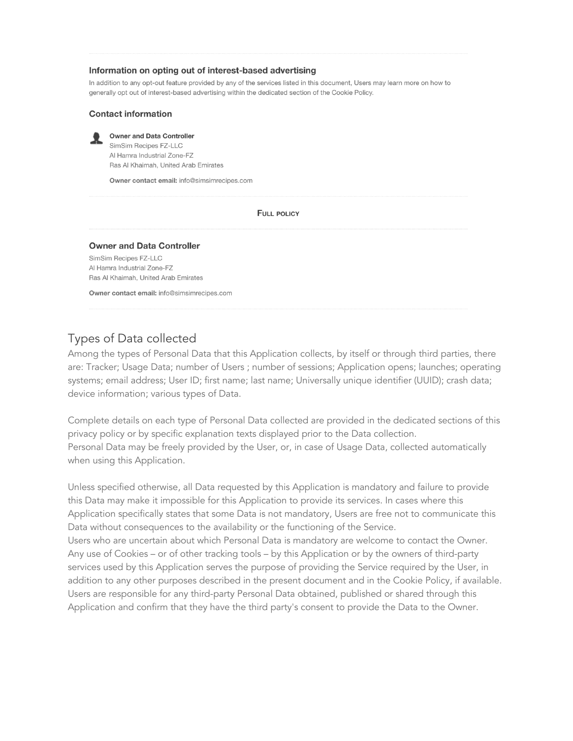### Information on opting out of interest-based advertising

In addition to any opt-out feature provided by any of the services listed in this document, Users may learn more on how to generally opt out of interest-based advertising within the dedicated section of the Cookie Policy.

### Contact information

**Owner and Data Controller**
SimSim Recipes FZ-LLC
Al Hamra Industrial Zone-FZ
Ras Al Khaimah, United Arab Emirates

**Owner contact email:** info@simsimrecipes.com

**FULL POLICY**

### Owner and Data Controller

SimSim Recipes FZ-LLC
Al Hamra Industrial Zone-FZ
Ras Al Khaimah, United Arab Emirates

**Owner contact email:** info@simsimrecipes.com

## Types of Data collected

Among the types of Personal Data that this Application collects, by itself or through third parties, there are: Tracker; Usage Data; number of Users ; number of sessions; Application opens; launches; operating systems; email address; User ID; first name; last name; Universally unique identifier (UUID); crash data; device information; various types of Data.

Complete details on each type of Personal Data collected are provided in the dedicated sections of this privacy policy or by specific explanation texts displayed prior to the Data collection.
Personal Data may be freely provided by the User, or, in case of Usage Data, collected automatically when using this Application.

Unless specified otherwise, all Data requested by this Application is mandatory and failure to provide this Data may make it impossible for this Application to provide its services. In cases where this Application specifically states that some Data is not mandatory, Users are free not to communicate this Data without consequences to the availability or the functioning of the Service.
Users who are uncertain about which Personal Data is mandatory are welcome to contact the Owner.
Any use of Cookies – or of other tracking tools – by this Application or by the owners of third-party services used by this Application serves the purpose of providing the Service required by the User, in addition to any other purposes described in the present document and in the Cookie Policy, if available.
Users are responsible for any third-party Personal Data obtained, published or shared through this Application and confirm that they have the third party's consent to provide the Data to the Owner.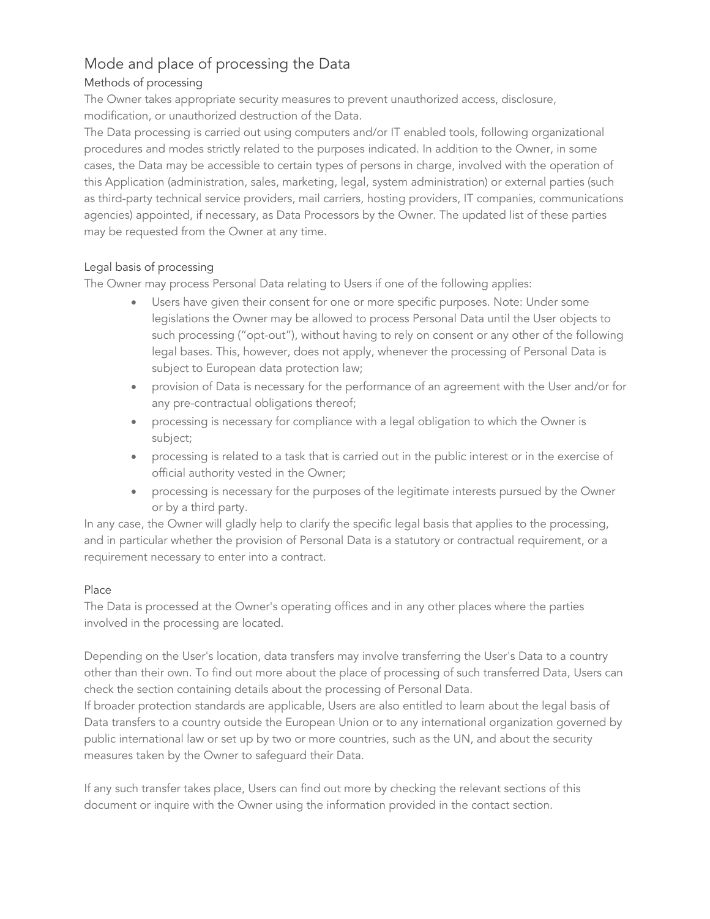## Mode and place of processing the Data

### Methods of processing

The Owner takes appropriate security measures to prevent unauthorized access, disclosure, modification, or unauthorized destruction of the Data.

The Data processing is carried out using computers and/or IT enabled tools, following organizational procedures and modes strictly related to the purposes indicated. In addition to the Owner, in some cases, the Data may be accessible to certain types of persons in charge, involved with the operation of this Application (administration, sales, marketing, legal, system administration) or external parties (such as third-party technical service providers, mail carriers, hosting providers, IT companies, communications agencies) appointed, if necessary, as Data Processors by the Owner. The updated list of these parties may be requested from the Owner at any time.

### Legal basis of processing

The Owner may process Personal Data relating to Users if one of the following applies:

- Users have given their consent for one or more specific purposes. Note: Under some legislations the Owner may be allowed to process Personal Data until the User objects to such processing ("opt-out"), without having to rely on consent or any other of the following legal bases. This, however, does not apply, whenever the processing of Personal Data is subject to European data protection law;
- provision of Data is necessary for the performance of an agreement with the User and/or for any pre-contractual obligations thereof;
- processing is necessary for compliance with a legal obligation to which the Owner is subject;
- processing is related to a task that is carried out in the public interest or in the exercise of official authority vested in the Owner;
- processing is necessary for the purposes of the legitimate interests pursued by the Owner or by a third party.

In any case, the Owner will gladly help to clarify the specific legal basis that applies to the processing, and in particular whether the provision of Personal Data is a statutory or contractual requirement, or a requirement necessary to enter into a contract.

### Place

The Data is processed at the Owner's operating offices and in any other places where the parties involved in the processing are located.

Depending on the User's location, data transfers may involve transferring the User's Data to a country other than their own. To find out more about the place of processing of such transferred Data, Users can check the section containing details about the processing of Personal Data.

If broader protection standards are applicable, Users are also entitled to learn about the legal basis of Data transfers to a country outside the European Union or to any international organization governed by public international law or set up by two or more countries, such as the UN, and about the security measures taken by the Owner to safeguard their Data.

If any such transfer takes place, Users can find out more by checking the relevant sections of this document or inquire with the Owner using the information provided in the contact section.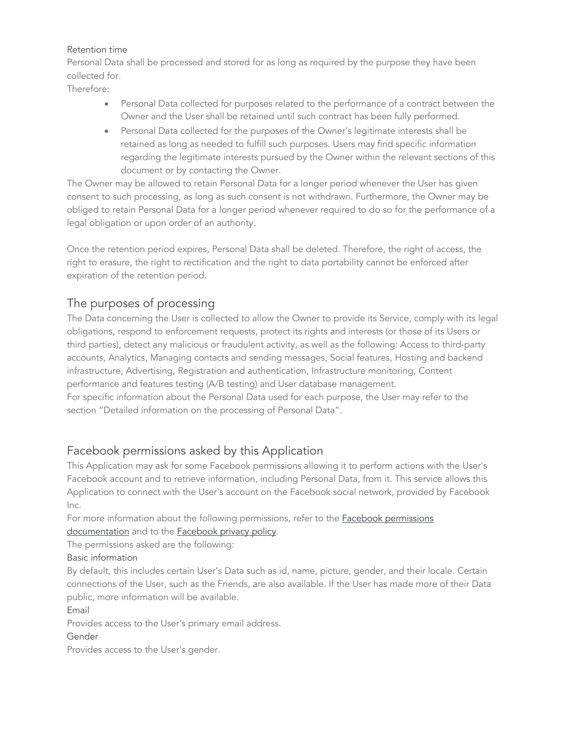Retention time

Personal Data shall be processed and stored for as long as required by the purpose they have been collected for.

Therefore:

- Personal Data collected for purposes related to the performance of a contract between the Owner and the User shall be retained until such contract has been fully performed.
- Personal Data collected for the purposes of the Owner's legitimate interests shall be retained as long as needed to fulfill such purposes. Users may find specific information regarding the legitimate interests pursued by the Owner within the relevant sections of this document or by contacting the Owner.

The Owner may be allowed to retain Personal Data for a longer period whenever the User has given consent to such processing, as long as such consent is not withdrawn. Furthermore, the Owner may be obliged to retain Personal Data for a longer period whenever required to do so for the performance of a legal obligation or upon order of an authority.

Once the retention period expires, Personal Data shall be deleted. Therefore, the right of access, the right to erasure, the right to rectification and the right to data portability cannot be enforced after expiration of the retention period.

## The purposes of processing

The Data concerning the User is collected to allow the Owner to provide its Service, comply with its legal obligations, respond to enforcement requests, protect its rights and interests (or those of its Users or third parties), detect any malicious or fraudulent activity, as well as the following: Access to third-party accounts, Analytics, Managing contacts and sending messages, Social features, Hosting and backend infrastructure, Advertising, Registration and authentication, Infrastructure monitoring, Content performance and features testing (A/B testing) and User database management.

For specific information about the Personal Data used for each purpose, the User may refer to the section "Detailed information on the processing of Personal Data".

## Facebook permissions asked by this Application

This Application may ask for some Facebook permissions allowing it to perform actions with the User's Facebook account and to retrieve information, including Personal Data, from it. This service allows this Application to connect with the User's account on the Facebook social network, provided by Facebook Inc.

For more information about the following permissions, refer to the Facebook permissions documentation and to the Facebook privacy policy.

The permissions asked are the following:

Basic information

By default, this includes certain User's Data such as id, name, picture, gender, and their locale. Certain connections of the User, such as the Friends, are also available. If the User has made more of their Data public, more information will be available.

Email

Provides access to the User's primary email address.

Gender

Provides access to the User's gender.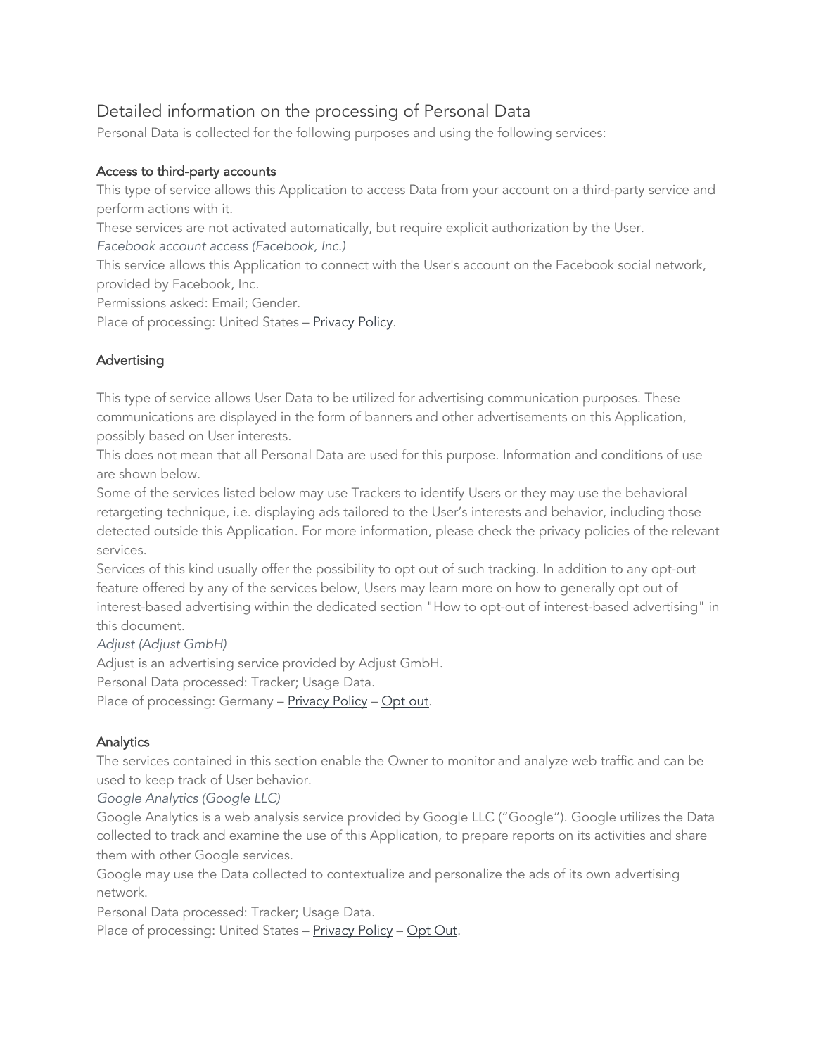## Detailed information on the processing of Personal Data

Personal Data is collected for the following purposes and using the following services:

### Access to third-party accounts

This type of service allows this Application to access Data from your account on a third-party service and perform actions with it.

These services are not activated automatically, but require explicit authorization by the User.

*Facebook account access (Facebook, Inc.)*

This service allows this Application to connect with the User's account on the Facebook social network, provided by Facebook, Inc.

Permissions asked: Email; Gender.

Place of processing: United States – Privacy Policy.

### Advertising

This type of service allows User Data to be utilized for advertising communication purposes. These communications are displayed in the form of banners and other advertisements on this Application, possibly based on User interests.

This does not mean that all Personal Data are used for this purpose. Information and conditions of use are shown below.

Some of the services listed below may use Trackers to identify Users or they may use the behavioral retargeting technique, i.e. displaying ads tailored to the User's interests and behavior, including those detected outside this Application. For more information, please check the privacy policies of the relevant services.

Services of this kind usually offer the possibility to opt out of such tracking. In addition to any opt-out feature offered by any of the services below, Users may learn more on how to generally opt out of interest-based advertising within the dedicated section "How to opt-out of interest-based advertising" in this document.

*Adjust (Adjust GmbH)*

Adjust is an advertising service provided by Adjust GmbH.

Personal Data processed: Tracker; Usage Data.

Place of processing: Germany – Privacy Policy – Opt out.

### Analytics

The services contained in this section enable the Owner to monitor and analyze web traffic and can be used to keep track of User behavior.

*Google Analytics (Google LLC)*

Google Analytics is a web analysis service provided by Google LLC ("Google"). Google utilizes the Data collected to track and examine the use of this Application, to prepare reports on its activities and share them with other Google services.

Google may use the Data collected to contextualize and personalize the ads of its own advertising network.

Personal Data processed: Tracker; Usage Data.

Place of processing: United States – Privacy Policy – Opt Out.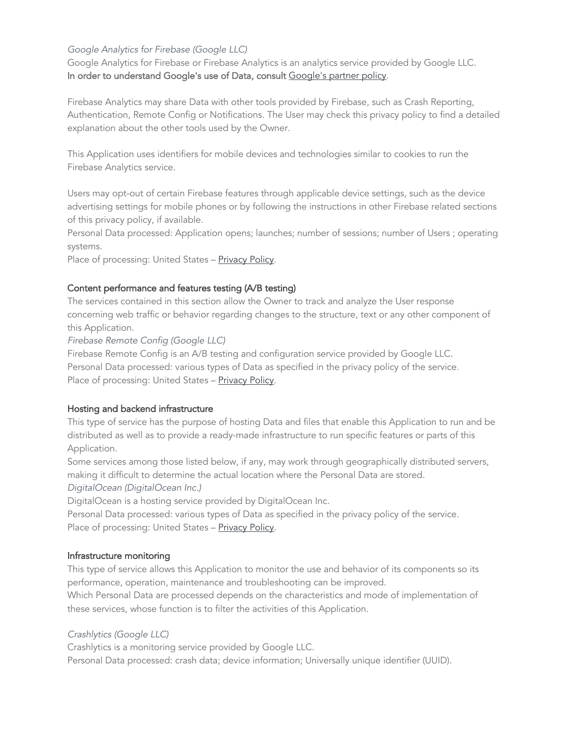*Google Analytics for Firebase (Google LLC)*

Google Analytics for Firebase or Firebase Analytics is an analytics service provided by Google LLC.
**In order to understand Google's use of Data, consult** [Google's partner policy](#).

Firebase Analytics may share Data with other tools provided by Firebase, such as Crash Reporting, Authentication, Remote Config or Notifications. The User may check this privacy policy to find a detailed explanation about the other tools used by the Owner.

This Application uses identifiers for mobile devices and technologies similar to cookies to run the Firebase Analytics service.

Users may opt-out of certain Firebase features through applicable device settings, such as the device advertising settings for mobile phones or by following the instructions in other Firebase related sections of this privacy policy, if available.
Personal Data processed: Application opens; launches; number of sessions; number of Users ; operating systems.
Place of processing: United States – [Privacy Policy](#).

### Content performance and features testing (A/B testing)

The services contained in this section allow the Owner to track and analyze the User response concerning web traffic or behavior regarding changes to the structure, text or any other component of this Application.

*Firebase Remote Config (Google LLC)*

Firebase Remote Config is an A/B testing and configuration service provided by Google LLC.
Personal Data processed: various types of Data as specified in the privacy policy of the service.
Place of processing: United States – [Privacy Policy](#).

### Hosting and backend infrastructure

This type of service has the purpose of hosting Data and files that enable this Application to run and be distributed as well as to provide a ready-made infrastructure to run specific features or parts of this Application.
Some services among those listed below, if any, may work through geographically distributed servers, making it difficult to determine the actual location where the Personal Data are stored.

*DigitalOcean (DigitalOcean Inc.)*

DigitalOcean is a hosting service provided by DigitalOcean Inc.
Personal Data processed: various types of Data as specified in the privacy policy of the service.
Place of processing: United States – [Privacy Policy](#).

### Infrastructure monitoring

This type of service allows this Application to monitor the use and behavior of its components so its performance, operation, maintenance and troubleshooting can be improved.
Which Personal Data are processed depends on the characteristics and mode of implementation of these services, whose function is to filter the activities of this Application.

*Crashlytics (Google LLC)*

Crashlytics is a monitoring service provided by Google LLC.
Personal Data processed: crash data; device information; Universally unique identifier (UUID).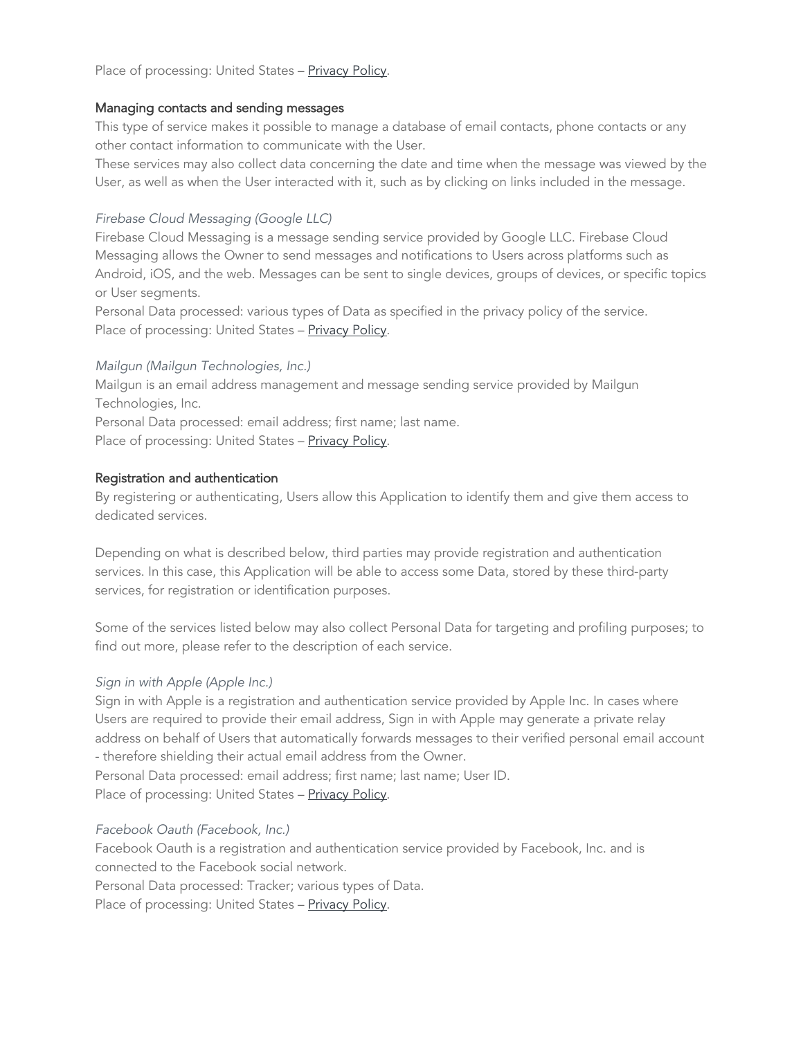Place of processing: United States – Privacy Policy.

### Managing contacts and sending messages

This type of service makes it possible to manage a database of email contacts, phone contacts or any other contact information to communicate with the User.
These services may also collect data concerning the date and time when the message was viewed by the User, as well as when the User interacted with it, such as by clicking on links included in the message.

*Firebase Cloud Messaging (Google LLC)*

Firebase Cloud Messaging is a message sending service provided by Google LLC. Firebase Cloud Messaging allows the Owner to send messages and notifications to Users across platforms such as Android, iOS, and the web. Messages can be sent to single devices, groups of devices, or specific topics or User segments.
Personal Data processed: various types of Data as specified in the privacy policy of the service.
Place of processing: United States – Privacy Policy.

*Mailgun (Mailgun Technologies, Inc.)*

Mailgun is an email address management and message sending service provided by Mailgun Technologies, Inc.
Personal Data processed: email address; first name; last name.
Place of processing: United States – Privacy Policy.

### Registration and authentication

By registering or authenticating, Users allow this Application to identify them and give them access to dedicated services.

Depending on what is described below, third parties may provide registration and authentication services. In this case, this Application will be able to access some Data, stored by these third-party services, for registration or identification purposes.

Some of the services listed below may also collect Personal Data for targeting and profiling purposes; to find out more, please refer to the description of each service.

*Sign in with Apple (Apple Inc.)*

Sign in with Apple is a registration and authentication service provided by Apple Inc. In cases where Users are required to provide their email address, Sign in with Apple may generate a private relay address on behalf of Users that automatically forwards messages to their verified personal email account - therefore shielding their actual email address from the Owner.
Personal Data processed: email address; first name; last name; User ID.
Place of processing: United States – Privacy Policy.

*Facebook Oauth (Facebook, Inc.)*

Facebook Oauth is a registration and authentication service provided by Facebook, Inc. and is connected to the Facebook social network.
Personal Data processed: Tracker; various types of Data.
Place of processing: United States – Privacy Policy.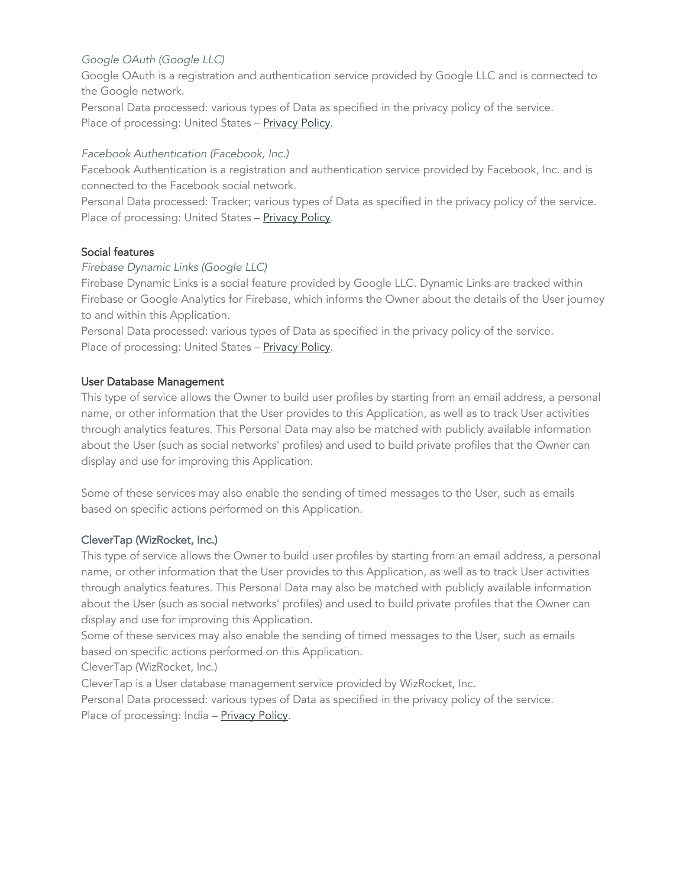*Google OAuth (Google LLC)*
Google OAuth is a registration and authentication service provided by Google LLC and is connected to the Google network.
Personal Data processed: various types of Data as specified in the privacy policy of the service.
Place of processing: United States – Privacy Policy.

*Facebook Authentication (Facebook, Inc.)*
Facebook Authentication is a registration and authentication service provided by Facebook, Inc. and is connected to the Facebook social network.
Personal Data processed: Tracker; various types of Data as specified in the privacy policy of the service.
Place of processing: United States – Privacy Policy.

#### Social features

*Firebase Dynamic Links (Google LLC)*
Firebase Dynamic Links is a social feature provided by Google LLC. Dynamic Links are tracked within Firebase or Google Analytics for Firebase, which informs the Owner about the details of the User journey to and within this Application.
Personal Data processed: various types of Data as specified in the privacy policy of the service.
Place of processing: United States – Privacy Policy.

#### User Database Management

This type of service allows the Owner to build user profiles by starting from an email address, a personal name, or other information that the User provides to this Application, as well as to track User activities through analytics features. This Personal Data may also be matched with publicly available information about the User (such as social networks' profiles) and used to build private profiles that the Owner can display and use for improving this Application.

Some of these services may also enable the sending of timed messages to the User, such as emails based on specific actions performed on this Application.

#### CleverTap (WizRocket, Inc.)

This type of service allows the Owner to build user profiles by starting from an email address, a personal name, or other information that the User provides to this Application, as well as to track User activities through analytics features. This Personal Data may also be matched with publicly available information about the User (such as social networks' profiles) and used to build private profiles that the Owner can display and use for improving this Application.
Some of these services may also enable the sending of timed messages to the User, such as emails based on specific actions performed on this Application.
CleverTap (WizRocket, Inc.)
CleverTap is a User database management service provided by WizRocket, Inc.
Personal Data processed: various types of Data as specified in the privacy policy of the service.
Place of processing: India – Privacy Policy.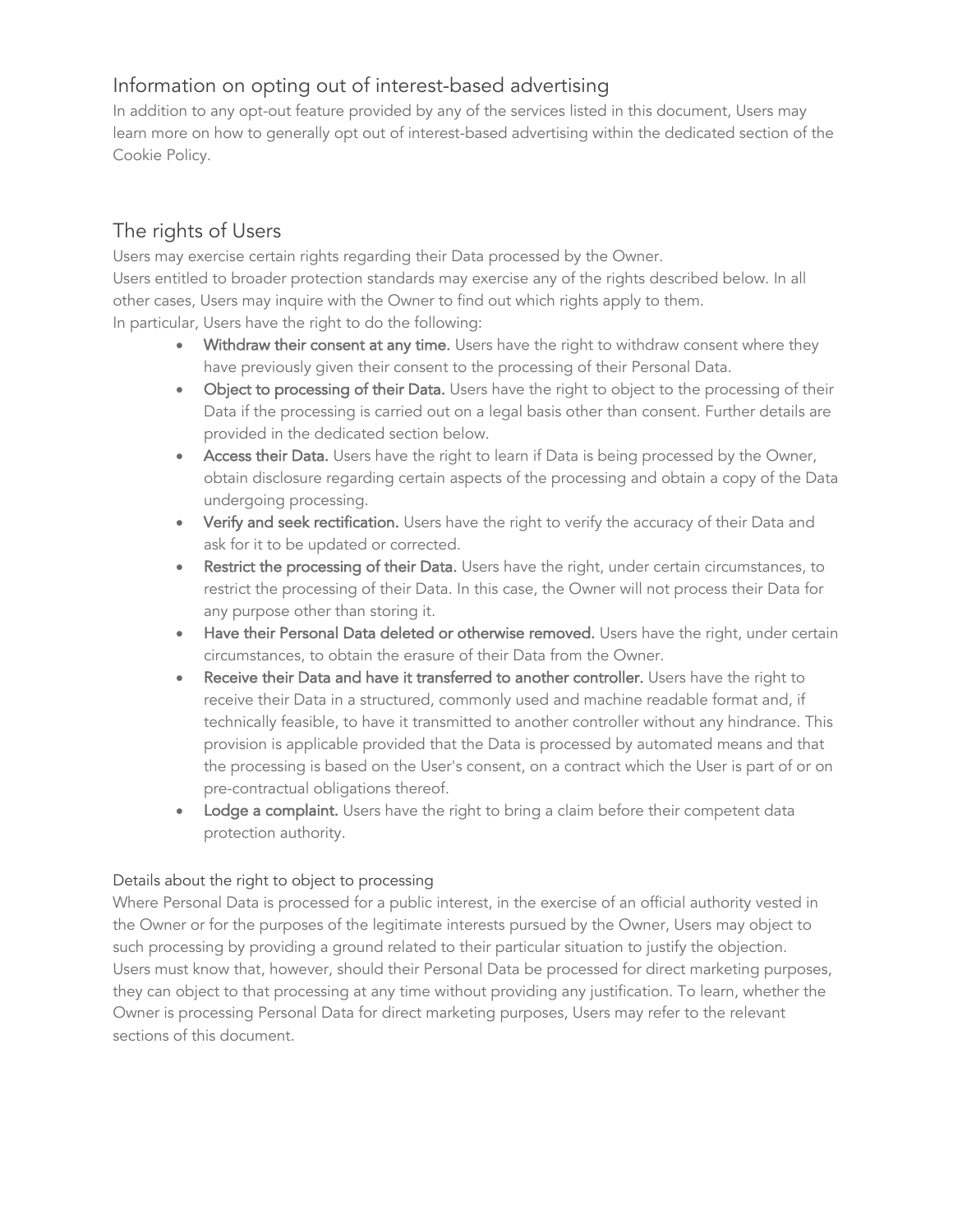## Information on opting out of interest-based advertising

In addition to any opt-out feature provided by any of the services listed in this document, Users may learn more on how to generally opt out of interest-based advertising within the dedicated section of the Cookie Policy.

## The rights of Users

Users may exercise certain rights regarding their Data processed by the Owner.
Users entitled to broader protection standards may exercise any of the rights described below. In all other cases, Users may inquire with the Owner to find out which rights apply to them.
In particular, Users have the right to do the following:

- **Withdraw their consent at any time.** Users have the right to withdraw consent where they have previously given their consent to the processing of their Personal Data.
- **Object to processing of their Data.** Users have the right to object to the processing of their Data if the processing is carried out on a legal basis other than consent. Further details are provided in the dedicated section below.
- **Access their Data.** Users have the right to learn if Data is being processed by the Owner, obtain disclosure regarding certain aspects of the processing and obtain a copy of the Data undergoing processing.
- **Verify and seek rectification.** Users have the right to verify the accuracy of their Data and ask for it to be updated or corrected.
- **Restrict the processing of their Data.** Users have the right, under certain circumstances, to restrict the processing of their Data. In this case, the Owner will not process their Data for any purpose other than storing it.
- **Have their Personal Data deleted or otherwise removed.** Users have the right, under certain circumstances, to obtain the erasure of their Data from the Owner.
- **Receive their Data and have it transferred to another controller.** Users have the right to receive their Data in a structured, commonly used and machine readable format and, if technically feasible, to have it transmitted to another controller without any hindrance. This provision is applicable provided that the Data is processed by automated means and that the processing is based on the User's consent, on a contract which the User is part of or on pre-contractual obligations thereof.
- **Lodge a complaint.** Users have the right to bring a claim before their competent data protection authority.

### Details about the right to object to processing

Where Personal Data is processed for a public interest, in the exercise of an official authority vested in the Owner or for the purposes of the legitimate interests pursued by the Owner, Users may object to such processing by providing a ground related to their particular situation to justify the objection.
Users must know that, however, should their Personal Data be processed for direct marketing purposes, they can object to that processing at any time without providing any justification. To learn, whether the Owner is processing Personal Data for direct marketing purposes, Users may refer to the relevant sections of this document.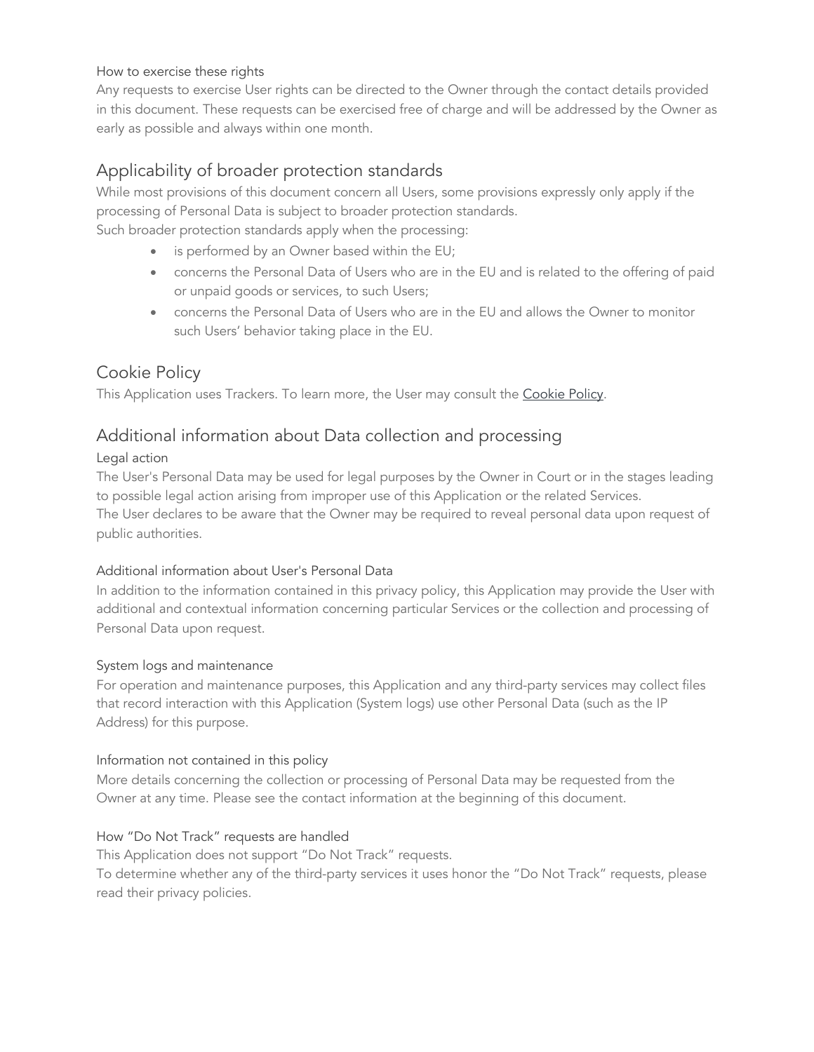### How to exercise these rights

Any requests to exercise User rights can be directed to the Owner through the contact details provided in this document. These requests can be exercised free of charge and will be addressed by the Owner as early as possible and always within one month.

## Applicability of broader protection standards

While most provisions of this document concern all Users, some provisions expressly only apply if the processing of Personal Data is subject to broader protection standards.
Such broader protection standards apply when the processing:

- is performed by an Owner based within the EU;
- concerns the Personal Data of Users who are in the EU and is related to the offering of paid or unpaid goods or services, to such Users;
- concerns the Personal Data of Users who are in the EU and allows the Owner to monitor such Users' behavior taking place in the EU.

## Cookie Policy

This Application uses Trackers. To learn more, the User may consult the Cookie Policy.

## Additional information about Data collection and processing

### Legal action

The User's Personal Data may be used for legal purposes by the Owner in Court or in the stages leading to possible legal action arising from improper use of this Application or the related Services.
The User declares to be aware that the Owner may be required to reveal personal data upon request of public authorities.

### Additional information about User's Personal Data

In addition to the information contained in this privacy policy, this Application may provide the User with additional and contextual information concerning particular Services or the collection and processing of Personal Data upon request.

### System logs and maintenance

For operation and maintenance purposes, this Application and any third-party services may collect files that record interaction with this Application (System logs) use other Personal Data (such as the IP Address) for this purpose.

### Information not contained in this policy

More details concerning the collection or processing of Personal Data may be requested from the Owner at any time. Please see the contact information at the beginning of this document.

### How "Do Not Track" requests are handled

This Application does not support "Do Not Track" requests.
To determine whether any of the third-party services it uses honor the "Do Not Track" requests, please read their privacy policies.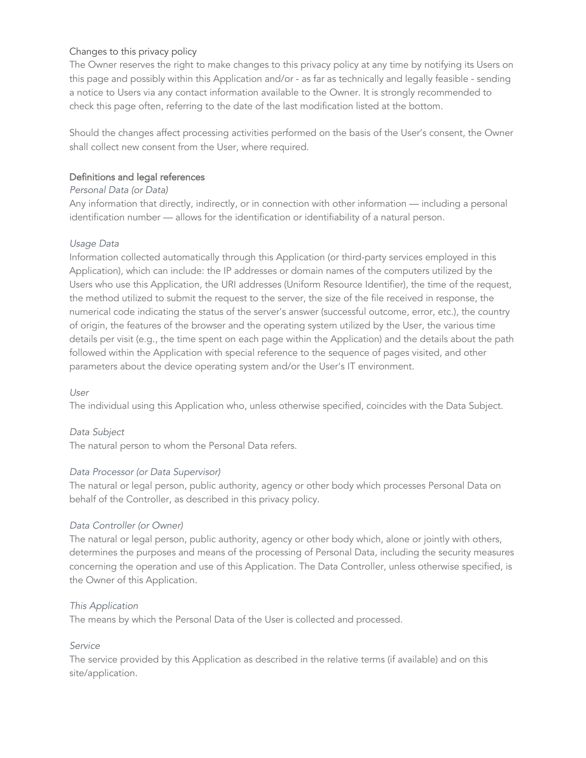### Changes to this privacy policy

The Owner reserves the right to make changes to this privacy policy at any time by notifying its Users on this page and possibly within this Application and/or - as far as technically and legally feasible - sending a notice to Users via any contact information available to the Owner. It is strongly recommended to check this page often, referring to the date of the last modification listed at the bottom.

Should the changes affect processing activities performed on the basis of the User's consent, the Owner shall collect new consent from the User, where required.

### Definitions and legal references

*Personal Data (or Data)*

Any information that directly, indirectly, or in connection with other information — including a personal identification number — allows for the identification or identifiability of a natural person.

*Usage Data*

Information collected automatically through this Application (or third-party services employed in this Application), which can include: the IP addresses or domain names of the computers utilized by the Users who use this Application, the URI addresses (Uniform Resource Identifier), the time of the request, the method utilized to submit the request to the server, the size of the file received in response, the numerical code indicating the status of the server's answer (successful outcome, error, etc.), the country of origin, the features of the browser and the operating system utilized by the User, the various time details per visit (e.g., the time spent on each page within the Application) and the details about the path followed within the Application with special reference to the sequence of pages visited, and other parameters about the device operating system and/or the User's IT environment.

*User*

The individual using this Application who, unless otherwise specified, coincides with the Data Subject.

*Data Subject*

The natural person to whom the Personal Data refers.

*Data Processor (or Data Supervisor)*

The natural or legal person, public authority, agency or other body which processes Personal Data on behalf of the Controller, as described in this privacy policy.

*Data Controller (or Owner)*

The natural or legal person, public authority, agency or other body which, alone or jointly with others, determines the purposes and means of the processing of Personal Data, including the security measures concerning the operation and use of this Application. The Data Controller, unless otherwise specified, is the Owner of this Application.

*This Application*

The means by which the Personal Data of the User is collected and processed.

*Service*

The service provided by this Application as described in the relative terms (if available) and on this site/application.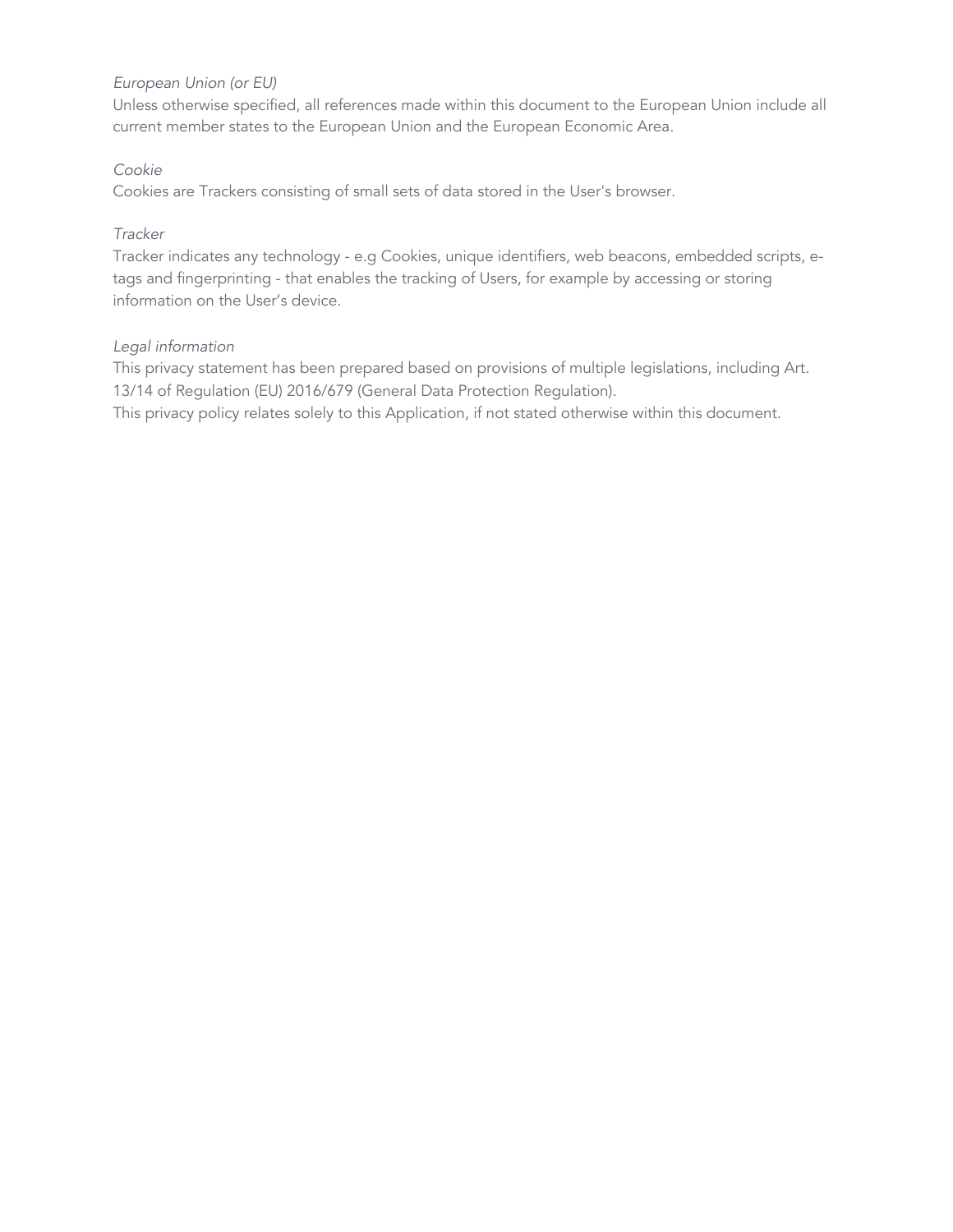*European Union (or EU)*

Unless otherwise specified, all references made within this document to the European Union include all current member states to the European Union and the European Economic Area.

*Cookie*

Cookies are Trackers consisting of small sets of data stored in the User's browser.

*Tracker*

Tracker indicates any technology - e.g Cookies, unique identifiers, web beacons, embedded scripts, e-tags and fingerprinting - that enables the tracking of Users, for example by accessing or storing information on the User's device.

*Legal information*

This privacy statement has been prepared based on provisions of multiple legislations, including Art. 13/14 of Regulation (EU) 2016/679 (General Data Protection Regulation).

This privacy policy relates solely to this Application, if not stated otherwise within this document.